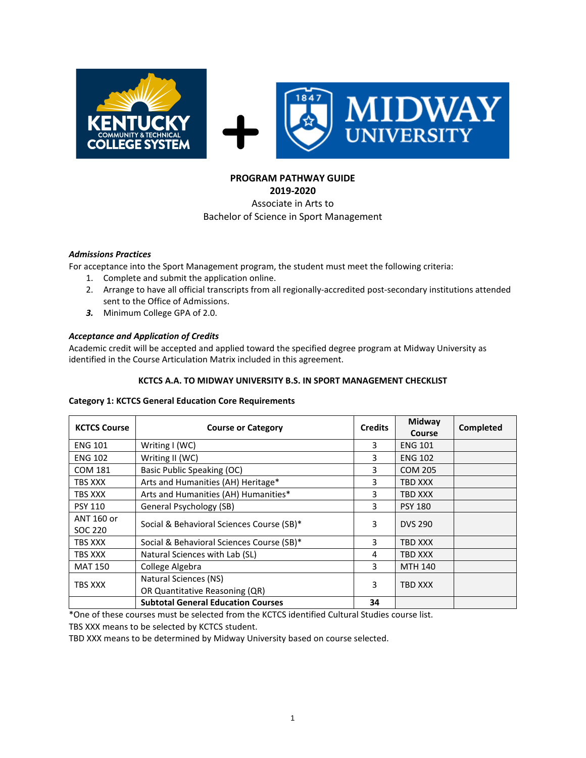**PROGRAM PATHWAY GUIDE**
**2019-2020**
Associate in Arts to
Bachelor of Science in Sport Management

### *Admissions Practices*

For acceptance into the Sport Management program, the student must meet the following criteria:

1. Complete and submit the application online.
2. Arrange to have all official transcripts from all regionally-accredited post-secondary institutions attended sent to the Office of Admissions.
3. Minimum College GPA of 2.0.

### *Acceptance and Application of Credits*

Academic credit will be accepted and applied toward the specified degree program at Midway University as identified in the Course Articulation Matrix included in this agreement.

## KCTCS A.A. TO MIDWAY UNIVERSITY B.S. IN SPORT MANAGEMENT CHECKLIST

**Category 1: KCTCS General Education Core Requirements**

| KCTCS Course | Course or Category | Credits | Midway Course | Completed |
|---|---|---|---|---|
| ENG 101 | Writing I (WC) | 3 | ENG 101 | |
| ENG 102 | Writing II (WC) | 3 | ENG 102 | |
| COM 181 | Basic Public Speaking (OC) | 3 | COM 205 | |
| TBS XXX | Arts and Humanities (AH) Heritage* | 3 | TBD XXX | |
| TBS XXX | Arts and Humanities (AH) Humanities* | 3 | TBD XXX | |
| PSY 110 | General Psychology (SB) | 3 | PSY 180 | |
| ANT 160 or SOC 220 | Social & Behavioral Sciences Course (SB)* | 3 | DVS 290 | |
| TBS XXX | Social & Behavioral Sciences Course (SB)* | 3 | TBD XXX | |
| TBS XXX | Natural Sciences with Lab (SL) | 4 | TBD XXX | |
| MAT 150 | College Algebra | 3 | MTH 140 | |
| TBS XXX | Natural Sciences (NS) OR Quantitative Reasoning (QR) | 3 | TBD XXX | |
| | **Subtotal General Education Courses** | **34** | | |

*One of these courses must be selected from the KCTCS identified Cultural Studies course list.

TBS XXX means to be selected by KCTCS student.

TBD XXX means to be determined by Midway University based on course selected.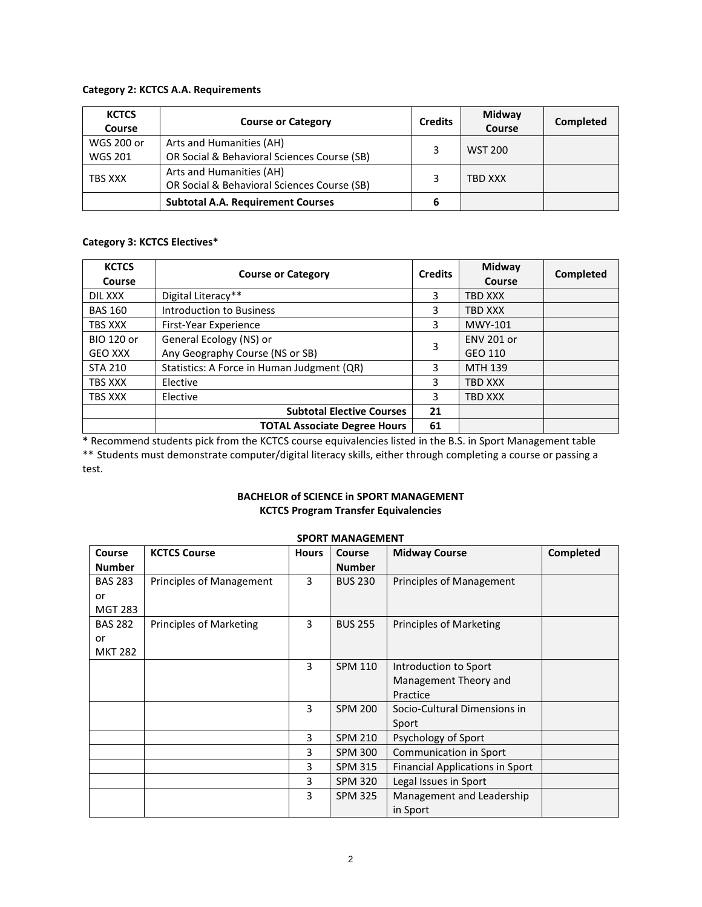**Category 2: KCTCS A.A. Requirements**

| KCTCS Course | Course or Category | Credits | Midway Course | Completed |
|---|---|---|---|---|
| WGS 200 or WGS 201 | Arts and Humanities (AH) OR Social & Behavioral Sciences Course (SB) | 3 | WST 200 | |
| TBS XXX | Arts and Humanities (AH) OR Social & Behavioral Sciences Course (SB) | 3 | TBD XXX | |
| | **Subtotal A.A. Requirement Courses** | **6** | | |

**Category 3: KCTCS Electives***

| KCTCS Course | Course or Category | Credits | Midway Course | Completed |
|---|---|---|---|---|
| DIL XXX | Digital Literacy** | 3 | TBD XXX | |
| BAS 160 | Introduction to Business | 3 | TBD XXX | |
| TBS XXX | First-Year Experience | 3 | MWY-101 | |
| BIO 120 or GEO XXX | General Ecology (NS) or Any Geography Course (NS or SB) | 3 | ENV 201 or GEO 110 | |
| STA 210 | Statistics: A Force in Human Judgment (QR) | 3 | MTH 139 | |
| TBS XXX | Elective | 3 | TBD XXX | |
| TBS XXX | Elective | 3 | TBD XXX | |
| | **Subtotal Elective Courses** | **21** | | |
| | **TOTAL Associate Degree Hours** | **61** | | |

**\*** Recommend students pick from the KCTCS course equivalencies listed in the B.S. in Sport Management table

** Students must demonstrate computer/digital literacy skills, either through completing a course or passing a test.

**BACHELOR of SCIENCE in SPORT MANAGEMENT**
**KCTCS Program Transfer Equivalencies**

**SPORT MANAGEMENT**

| Course Number | KCTCS Course | Hours | Course Number | Midway Course | Completed |
|---|---|---|---|---|---|
| BAS 283 or MGT 283 | Principles of Management | 3 | BUS 230 | Principles of Management | |
| BAS 282 or MKT 282 | Principles of Marketing | 3 | BUS 255 | Principles of Marketing | |
| | | 3 | SPM 110 | Introduction to Sport Management Theory and Practice | |
| | | 3 | SPM 200 | Socio-Cultural Dimensions in Sport | |
| | | 3 | SPM 210 | Psychology of Sport | |
| | | 3 | SPM 300 | Communication in Sport | |
| | | 3 | SPM 315 | Financial Applications in Sport | |
| | | 3 | SPM 320 | Legal Issues in Sport | |
| | | 3 | SPM 325 | Management and Leadership in Sport | |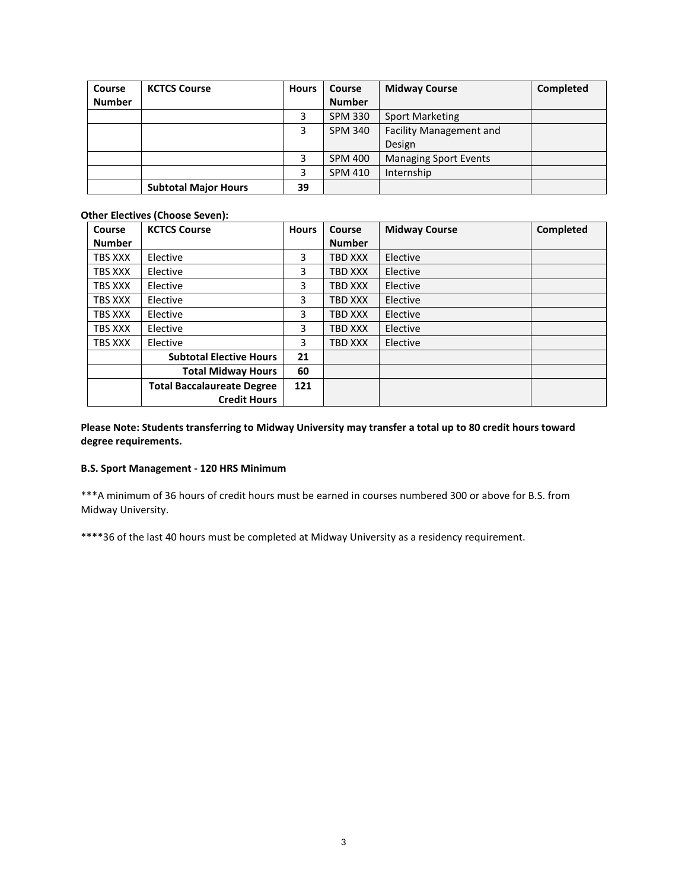| Course Number | KCTCS Course | Hours | Course Number | Midway Course | Completed |
|---|---|---|---|---|---|
| | | 3 | SPM 330 | Sport Marketing | |
| | | 3 | SPM 340 | Facility Management and Design | |
| | | 3 | SPM 400 | Managing Sport Events | |
| | | 3 | SPM 410 | Internship | |
| | **Subtotal Major Hours** | **39** | | | |

**Other Electives (Choose Seven):**

| Course Number | KCTCS Course | Hours | Course Number | Midway Course | Completed |
|---|---|---|---|---|---|
| TBS XXX | Elective | 3 | TBD XXX | Elective | |
| TBS XXX | Elective | 3 | TBD XXX | Elective | |
| TBS XXX | Elective | 3 | TBD XXX | Elective | |
| TBS XXX | Elective | 3 | TBD XXX | Elective | |
| TBS XXX | Elective | 3 | TBD XXX | Elective | |
| TBS XXX | Elective | 3 | TBD XXX | Elective | |
| TBS XXX | Elective | 3 | TBD XXX | Elective | |
| | **Subtotal Elective Hours** | **21** | | | |
| | **Total Midway Hours** | **60** | | | |
| | **Total Baccalaureate Degree Credit Hours** | **121** | | | |

**Please Note: Students transferring to Midway University may transfer a total up to 80 credit hours toward degree requirements.**

**B.S. Sport Management - 120 HRS Minimum**

***A minimum of 36 hours of credit hours must be earned in courses numbered 300 or above for B.S. from Midway University.

****36 of the last 40 hours must be completed at Midway University as a residency requirement.